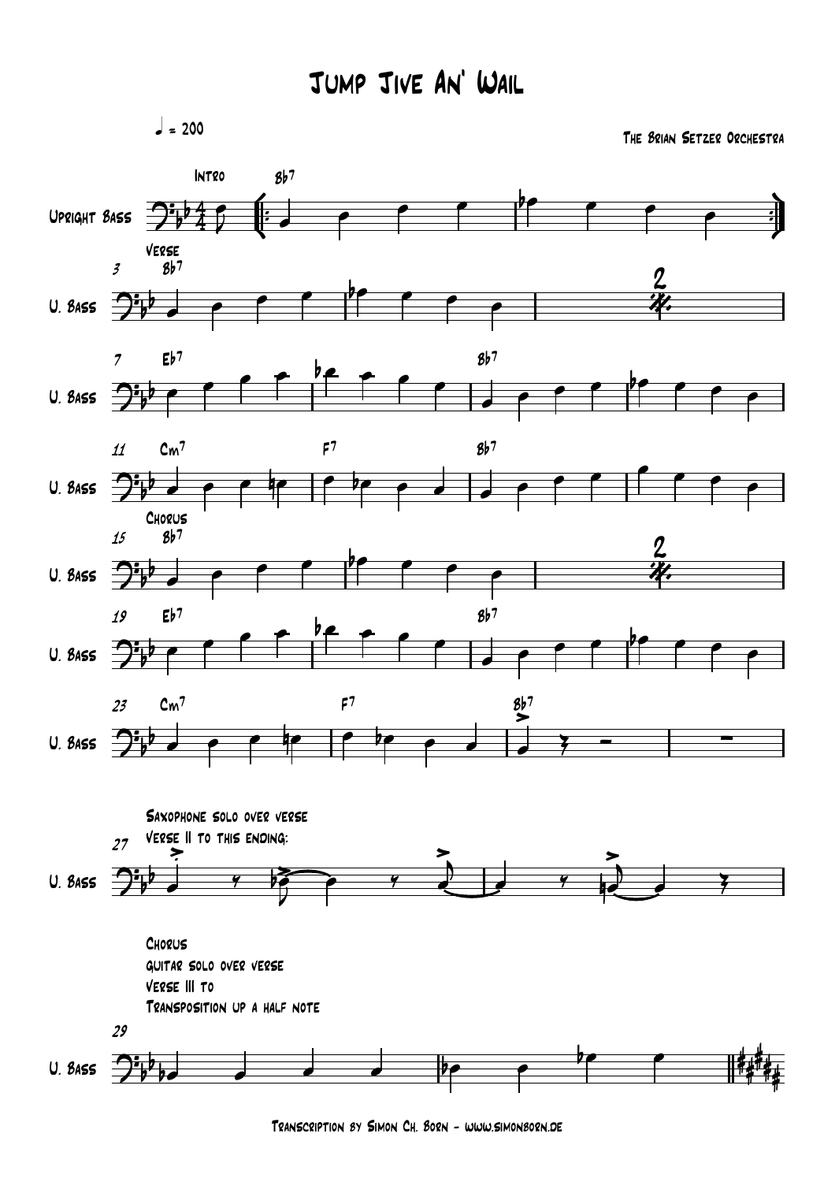# Jump Jive An' Wail

♩ = 200

The Brian Setzer Orchestra

Upright Bass

Intro — Bb7

3 Verse — Bb7

7 Eb7 — Bb7

11 Cm7 — F7 — Bb7

15 Chorus — Bb7

19 Eb7 — Bb7

23 Cm7 — F7 — Bb7

27 Saxophone solo over verse
Verse II to this ending:

29 Chorus
guitar solo over verse
Verse III to
Transposition up a half note

Transcription by Simon Ch. Born - www.simonborn.de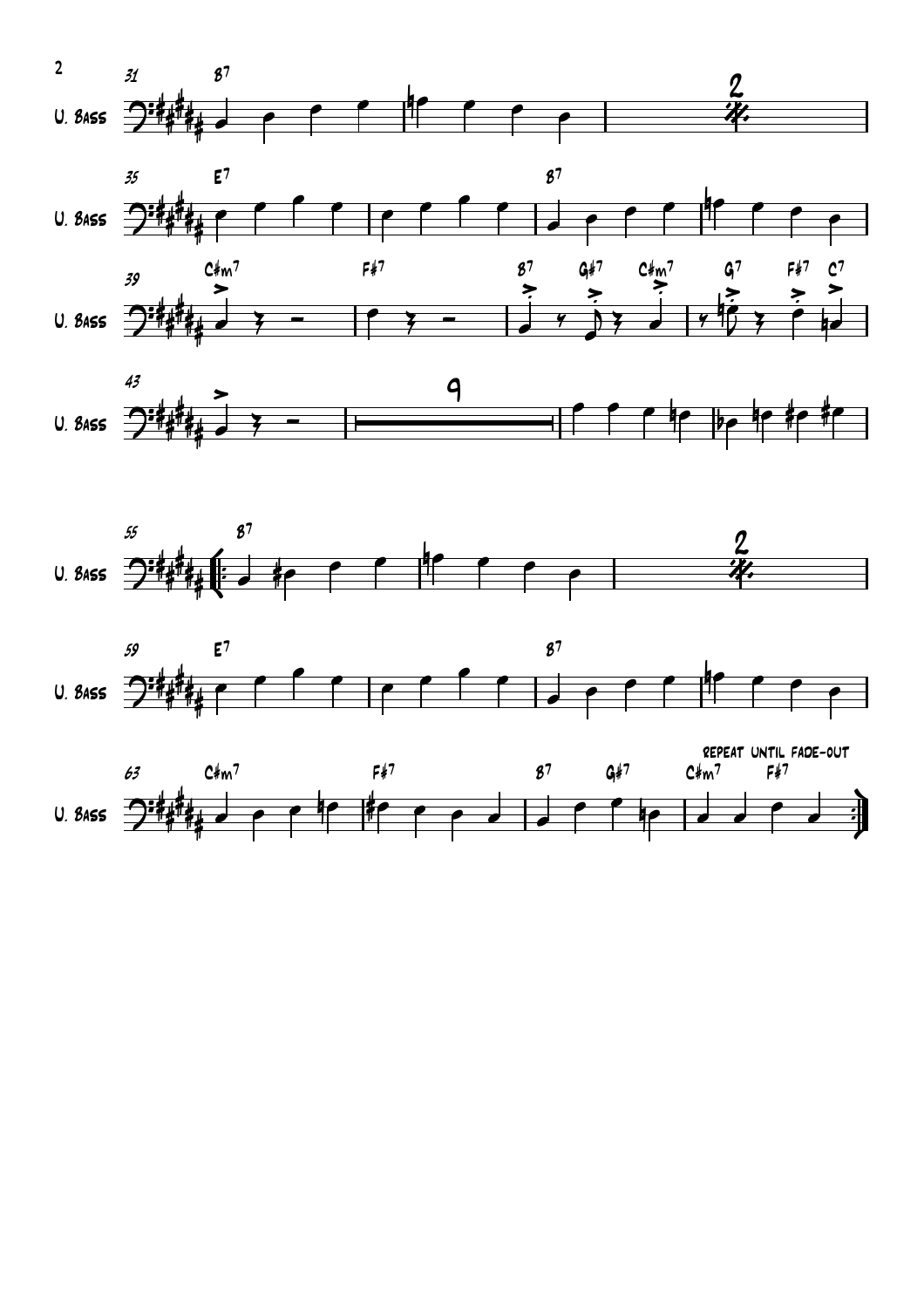U. Bass

31 B7 · 2

35 E7 B7

39 C#m7 F#7 B7 G#7 C#m7 G7 F#7 C7

43 · 9

55 B7 · 2

59 E7 B7

63 C#m7 F#7 B7 G#7 C#m7 F#7

REPEAT UNTIL FADE-OUT